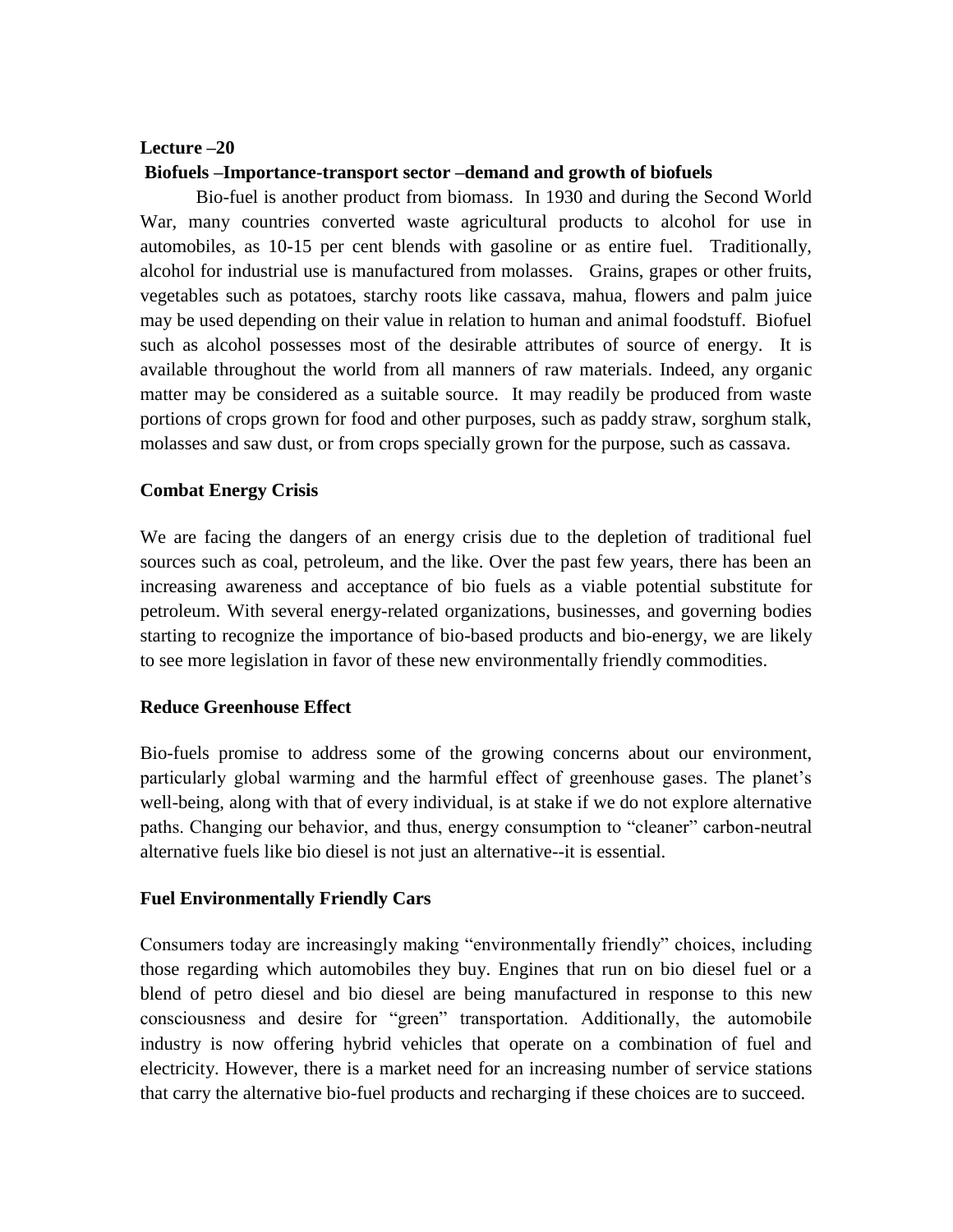**Lecture –20**

**Biofuels –Importance-transport sector –demand and growth of biofuels**

Bio-fuel is another product from biomass. In 1930 and during the Second World War, many countries converted waste agricultural products to alcohol for use in automobiles, as 10-15 per cent blends with gasoline or as entire fuel. Traditionally, alcohol for industrial use is manufactured from molasses. Grains, grapes or other fruits, vegetables such as potatoes, starchy roots like cassava, mahua, flowers and palm juice may be used depending on their value in relation to human and animal foodstuff. Biofuel such as alcohol possesses most of the desirable attributes of source of energy. It is available throughout the world from all manners of raw materials. Indeed, any organic matter may be considered as a suitable source. It may readily be produced from waste portions of crops grown for food and other purposes, such as paddy straw, sorghum stalk, molasses and saw dust, or from crops specially grown for the purpose, such as cassava.

**Combat Energy Crisis**

We are facing the dangers of an energy crisis due to the depletion of traditional fuel sources such as coal, petroleum, and the like. Over the past few years, there has been an increasing awareness and acceptance of bio fuels as a viable potential substitute for petroleum. With several energy-related organizations, businesses, and governing bodies starting to recognize the importance of bio-based products and bio-energy, we are likely to see more legislation in favor of these new environmentally friendly commodities.

**Reduce Greenhouse Effect**

Bio-fuels promise to address some of the growing concerns about our environment, particularly global warming and the harmful effect of greenhouse gases. The planet's well-being, along with that of every individual, is at stake if we do not explore alternative paths. Changing our behavior, and thus, energy consumption to "cleaner" carbon-neutral alternative fuels like bio diesel is not just an alternative--it is essential.

**Fuel Environmentally Friendly Cars**

Consumers today are increasingly making "environmentally friendly" choices, including those regarding which automobiles they buy. Engines that run on bio diesel fuel or a blend of petro diesel and bio diesel are being manufactured in response to this new consciousness and desire for "green" transportation. Additionally, the automobile industry is now offering hybrid vehicles that operate on a combination of fuel and electricity. However, there is a market need for an increasing number of service stations that carry the alternative bio-fuel products and recharging if these choices are to succeed.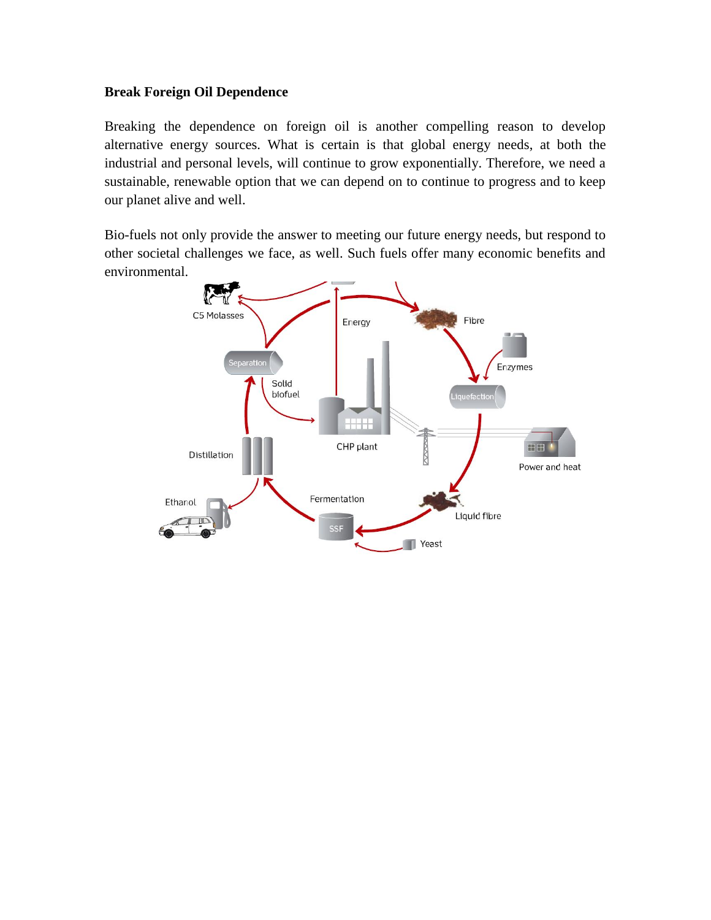**Break Foreign Oil Dependence**

Breaking the dependence on foreign oil is another compelling reason to develop alternative energy sources. What is certain is that global energy needs, at both the industrial and personal levels, will continue to grow exponentially. Therefore, we need a sustainable, renewable option that we can depend on to continue to progress and to keep our planet alive and well.

Bio-fuels not only provide the answer to meeting our future energy needs, but respond to other societal challenges we face, as well. Such fuels offer many economic benefits and environmental.

C5 Molasses
Energy
Fibre
Enzymes
Separation
Solid biofuel
Liquefaction
CHP plant
Power and heat
Distillation
Fermentation
Ethanol
SSF
Liquid fibre
Yeast